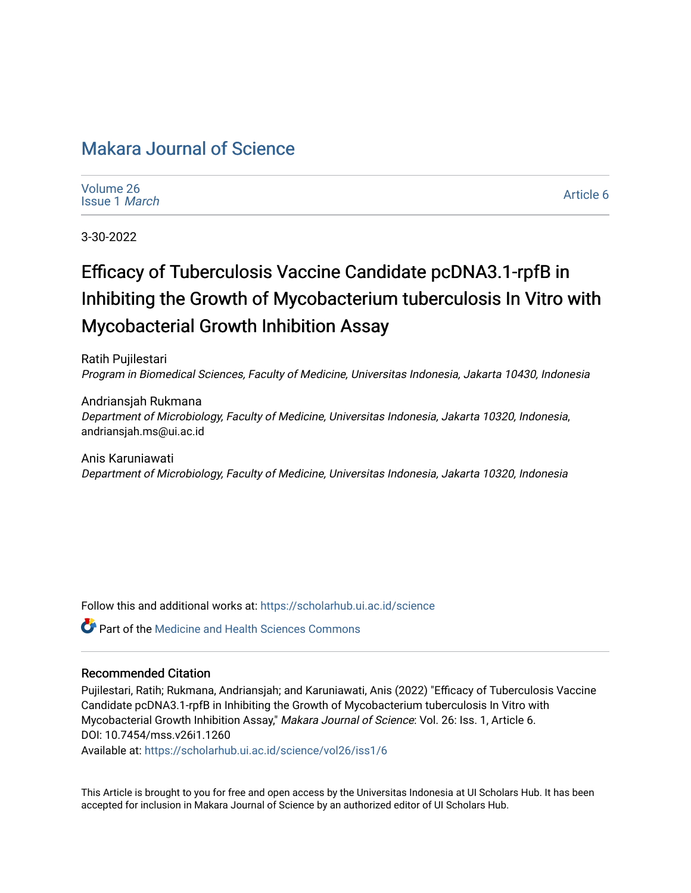# Makara Journal of Science

Volume 26
Issue 1 *March*

Article 6

3-30-2022

## Efficacy of Tuberculosis Vaccine Candidate pcDNA3.1-rpfB in Inhibiting the Growth of Mycobacterium tuberculosis In Vitro with Mycobacterial Growth Inhibition Assay

Ratih Pujilestari
*Program in Biomedical Sciences, Faculty of Medicine, Universitas Indonesia, Jakarta 10430, Indonesia*

Andriansjah Rukmana
*Department of Microbiology, Faculty of Medicine, Universitas Indonesia, Jakarta 10320, Indonesia*, andriansjah.ms@ui.ac.id

Anis Karuniawati
*Department of Microbiology, Faculty of Medicine, Universitas Indonesia, Jakarta 10320, Indonesia*

Follow this and additional works at: https://scholarhub.ui.ac.id/science

Part of the Medicine and Health Sciences Commons

### Recommended Citation

Pujilestari, Ratih; Rukmana, Andriansjah; and Karuniawati, Anis (2022) "Efficacy of Tuberculosis Vaccine Candidate pcDNA3.1-rpfB in Inhibiting the Growth of Mycobacterium tuberculosis In Vitro with Mycobacterial Growth Inhibition Assay," *Makara Journal of Science*: Vol. 26: Iss. 1, Article 6.
DOI: 10.7454/mss.v26i1.1260
Available at: https://scholarhub.ui.ac.id/science/vol26/iss1/6

This Article is brought to you for free and open access by the Universitas Indonesia at UI Scholars Hub. It has been accepted for inclusion in Makara Journal of Science by an authorized editor of UI Scholars Hub.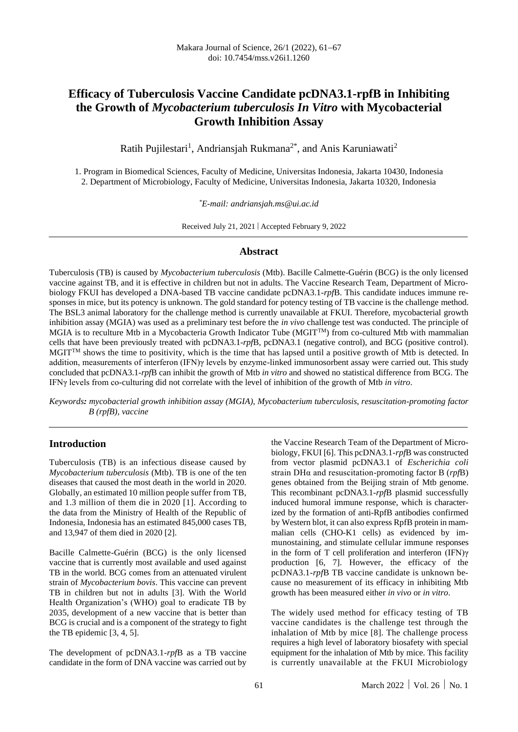# Efficacy of Tuberculosis Vaccine Candidate pcDNA3.1-rpfB in Inhibiting the Growth of *Mycobacterium tuberculosis In Vitro* with Mycobacterial Growth Inhibition Assay

Ratih Pujilestari[1], Andriansjah Rukmana[2*], and Anis Karuniawati[2]

1. Program in Biomedical Sciences, Faculty of Medicine, Universitas Indonesia, Jakarta 10430, Indonesia
2. Department of Microbiology, Faculty of Medicine, Universitas Indonesia, Jakarta 10320, Indonesia

*E-mail: andriansjah.ms@ui.ac.id

Received July 21, 2021 | Accepted February 9, 2022

## Abstract

Tuberculosis (TB) is caused by *Mycobacterium tuberculosis* (Mtb). Bacille Calmette-Guérin (BCG) is the only licensed vaccine against TB, and it is effective in children but not in adults. The Vaccine Research Team, Department of Microbiology FKUI has developed a DNA-based TB vaccine candidate pcDNA3.1-*rpf*B. This candidate induces immune responses in mice, but its potency is unknown. The gold standard for potency testing of TB vaccine is the challenge method. The BSL3 animal laboratory for the challenge method is currently unavailable at FKUI. Therefore, mycobacterial growth inhibition assay (MGIA) was used as a preliminary test before the *in vivo* challenge test was conducted. The principle of MGIA is to reculture Mtb in a Mycobacteria Growth Indicator Tube (MGIT™) from co-cultured Mtb with mammalian cells that have been previously treated with pcDNA3.1-*rpf*B, pcDNA3.1 (negative control), and BCG (positive control). MGIT™ shows the time to positivity, which is the time that has lapsed until a positive growth of Mtb is detected. In addition, measurements of interferon (IFN)γ levels by enzyme-linked immunosorbent assay were carried out. This study concluded that pcDNA3.1-*rpf*B can inhibit the growth of Mtb *in vitro* and showed no statistical difference from BCG. The IFNγ levels from co-culturing did not correlate with the level of inhibition of the growth of Mtb *in vitro*.

*Keywords: mycobacterial growth inhibition assay (MGIA), Mycobacterium tuberculosis, resuscitation-promoting factor B (rpfB), vaccine*

## Introduction

Tuberculosis (TB) is an infectious disease caused by *Mycobacterium tuberculosis* (Mtb). TB is one of the ten diseases that caused the most death in the world in 2020. Globally, an estimated 10 million people suffer from TB, and 1.3 million of them die in 2020 [1]. According to the data from the Ministry of Health of the Republic of Indonesia, Indonesia has an estimated 845,000 cases TB, and 13,947 of them died in 2020 [2].

Bacille Calmette-Guérin (BCG) is the only licensed vaccine that is currently most available and used against TB in the world. BCG comes from an attenuated virulent strain of *Mycobacterium bovis*. This vaccine can prevent TB in children but not in adults [3]. With the World Health Organization's (WHO) goal to eradicate TB by 2035, development of a new vaccine that is better than BCG is crucial and is a component of the strategy to fight the TB epidemic [3, 4, 5].

The development of pcDNA3.1-*rpf*B as a TB vaccine candidate in the form of DNA vaccine was carried out by the Vaccine Research Team of the Department of Microbiology, FKUI [6]. This pcDNA3.1-*rpf*B was constructed from vector plasmid pcDNA3.1 of *Escherichia coli* strain DHα and resuscitation-promoting factor B (*rpf*B) genes obtained from the Beijing strain of Mtb genome. This recombinant pcDNA3.1-*rpf*B plasmid successfully induced humoral immune response, which is characterized by the formation of anti-RpfB antibodies confirmed by Western blot, it can also express RpfB protein in mammalian cells (CHO-K1 cells) as evidenced by immunostaining, and stimulate cellular immune responses in the form of T cell proliferation and interferon (IFN)γ production [6, 7]. However, the efficacy of the pcDNA3.1-*rpf*B TB vaccine candidate is unknown because no measurement of its efficacy in inhibiting Mtb growth has been measured either *in vivo* or *in vitro*.

The widely used method for efficacy testing of TB vaccine candidates is the challenge test through the inhalation of Mtb by mice [8]. The challenge process requires a high level of laboratory biosafety with special equipment for the inhalation of Mtb by mice. This facility is currently unavailable at the FKUI Microbiology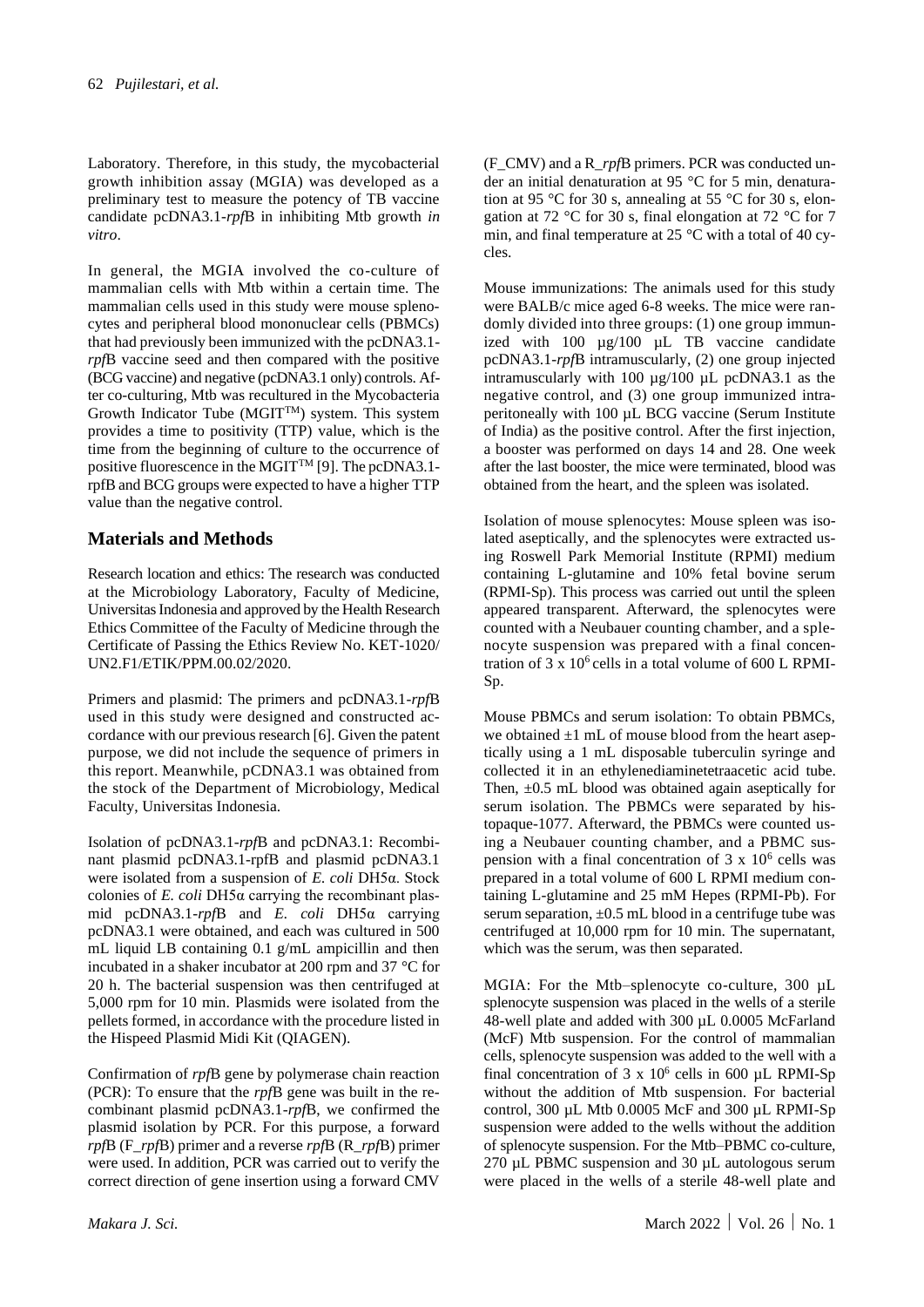Laboratory. Therefore, in this study, the mycobacterial growth inhibition assay (MGIA) was developed as a preliminary test to measure the potency of TB vaccine candidate pcDNA3.1-*rpf*B in inhibiting Mtb growth *in vitro*.

In general, the MGIA involved the co-culture of mammalian cells with Mtb within a certain time. The mammalian cells used in this study were mouse splenocytes and peripheral blood mononuclear cells (PBMCs) that had previously been immunized with the pcDNA3.1-*rpf*B vaccine seed and then compared with the positive (BCG vaccine) and negative (pcDNA3.1 only) controls. After co-culturing, Mtb was recultured in the Mycobacteria Growth Indicator Tube (MGIT™) system. This system provides a time to positivity (TTP) value, which is the time from the beginning of culture to the occurrence of positive fluorescence in the MGIT™ [9]. The pcDNA3.1-rpfB and BCG groups were expected to have a higher TTP value than the negative control.

## Materials and Methods

Research location and ethics: The research was conducted at the Microbiology Laboratory, Faculty of Medicine, Universitas Indonesia and approved by the Health Research Ethics Committee of the Faculty of Medicine through the Certificate of Passing the Ethics Review No. KET-1020/ UN2.F1/ETIK/PPM.00.02/2020.

Primers and plasmid: The primers and pcDNA3.1-*rpf*B used in this study were designed and constructed accordance with our previous research [6]. Given the patent purpose, we did not include the sequence of primers in this report. Meanwhile, pCDNA3.1 was obtained from the stock of the Department of Microbiology, Medical Faculty, Universitas Indonesia.

Isolation of pcDNA3.1-*rpf*B and pcDNA3.1: Recombinant plasmid pcDNA3.1-rpfB and plasmid pcDNA3.1 were isolated from a suspension of *E. coli* DH5α. Stock colonies of *E. coli* DH5α carrying the recombinant plasmid pcDNA3.1-*rpf*B and *E. coli* DH5α carrying pcDNA3.1 were obtained, and each was cultured in 500 mL liquid LB containing 0.1 g/mL ampicillin and then incubated in a shaker incubator at 200 rpm and 37 °C for 20 h. The bacterial suspension was then centrifuged at 5,000 rpm for 10 min. Plasmids were isolated from the pellets formed, in accordance with the procedure listed in the Hispeed Plasmid Midi Kit (QIAGEN).

Confirmation of *rpf*B gene by polymerase chain reaction (PCR): To ensure that the *rpf*B gene was built in the recombinant plasmid pcDNA3.1-*rpf*B, we confirmed the plasmid isolation by PCR. For this purpose, a forward *rpf*B (F_*rpf*B) primer and a reverse *rpf*B (R_*rpf*B) primer were used. In addition, PCR was carried out to verify the correct direction of gene insertion using a forward CMV (F_CMV) and a R_*rpf*B primers. PCR was conducted under an initial denaturation at 95 °C for 5 min, denaturation at 95 °C for 30 s, annealing at 55 °C for 30 s, elongation at 72 °C for 30 s, final elongation at 72 °C for 7 min, and final temperature at 25 °C with a total of 40 cycles.

Mouse immunizations: The animals used for this study were BALB/c mice aged 6-8 weeks. The mice were randomly divided into three groups: (1) one group immunized with 100 µg/100 µL TB vaccine candidate pcDNA3.1-*rpf*B intramuscularly, (2) one group injected intramuscularly with 100 µg/100 µL pcDNA3.1 as the negative control, and (3) one group immunized intraperitoneally with 100 µL BCG vaccine (Serum Institute of India) as the positive control. After the first injection, a booster was performed on days 14 and 28. One week after the last booster, the mice were terminated, blood was obtained from the heart, and the spleen was isolated.

Isolation of mouse splenocytes: Mouse spleen was isolated aseptically, and the splenocytes were extracted using Roswell Park Memorial Institute (RPMI) medium containing L-glutamine and 10% fetal bovine serum (RPMI-Sp). This process was carried out until the spleen appeared transparent. Afterward, the splenocytes were counted with a Neubauer counting chamber, and a splenocyte suspension was prepared with a final concentration of 3 x $10^6$ cells in a total volume of 600 L RPMI-Sp.

Mouse PBMCs and serum isolation: To obtain PBMCs, we obtained ±1 mL of mouse blood from the heart aseptically using a 1 mL disposable tuberculin syringe and collected it in an ethylenediaminetetraacetic acid tube. Then, ±0.5 mL blood was obtained again aseptically for serum isolation. The PBMCs were separated by histopaque-1077. Afterward, the PBMCs were counted using a Neubauer counting chamber, and a PBMC suspension with a final concentration of 3 x $10^6$ cells was prepared in a total volume of 600 L RPMI medium containing L-glutamine and 25 mM Hepes (RPMI-Pb). For serum separation, ±0.5 mL blood in a centrifuge tube was centrifuged at 10,000 rpm for 10 min. The supernatant, which was the serum, was then separated.

MGIA: For the Mtb–splenocyte co-culture, 300 µL splenocyte suspension was placed in the wells of a sterile 48-well plate and added with 300 µL 0.0005 McFarland (McF) Mtb suspension. For the control of mammalian cells, splenocyte suspension was added to the well with a final concentration of 3 x $10^6$ cells in 600 µL RPMI-Sp without the addition of Mtb suspension. For bacterial control, 300 µL Mtb 0.0005 McF and 300 µL RPMI-Sp suspension were added to the wells without the addition of splenocyte suspension. For the Mtb–PBMC co-culture, 270 µL PBMC suspension and 30 µL autologous serum were placed in the wells of a sterile 48-well plate and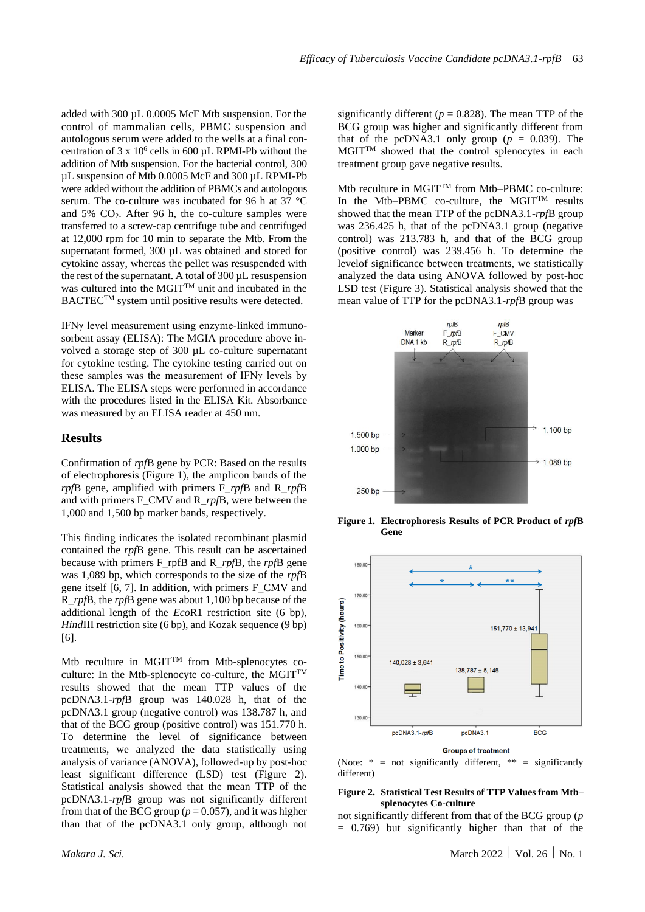added with 300 µL 0.0005 McF Mtb suspension. For the control of mammalian cells, PBMC suspension and autologous serum were added to the wells at a final concentration of 3 x $10^6$ cells in 600 µL RPMI-Pb without the addition of Mtb suspension. For the bacterial control, 300 µL suspension of Mtb 0.0005 McF and 300 µL RPMI-Pb were added without the addition of PBMCs and autologous serum. The co-culture was incubated for 96 h at 37 °C and 5% $CO_2$. After 96 h, the co-culture samples were transferred to a screw-cap centrifuge tube and centrifuged at 12,000 rpm for 10 min to separate the Mtb. From the supernatant formed, 300 µL was obtained and stored for cytokine assay, whereas the pellet was resuspended with the rest of the supernatant. A total of 300 µL resuspension was cultured into the MGIT™ unit and incubated in the BACTEC™ system until positive results were detected.

IFNγ level measurement using enzyme-linked immunosorbent assay (ELISA): The MGIA procedure above involved a storage step of 300 µL co-culture supernatant for cytokine testing. The cytokine testing carried out on these samples was the measurement of IFNγ levels by ELISA. The ELISA steps were performed in accordance with the procedures listed in the ELISA Kit. Absorbance was measured by an ELISA reader at 450 nm.

## Results

Confirmation of *rpf*B gene by PCR: Based on the results of electrophoresis (Figure 1), the amplicon bands of the *rpf*B gene, amplified with primers F_*rpf*B and R_*rpf*B and with primers F_CMV and R_*rpf*B, were between the 1,000 and 1,500 bp marker bands, respectively.

This finding indicates the isolated recombinant plasmid contained the *rpf*B gene. This result can be ascertained because with primers F_rpfB and R_*rpf*B, the *rpf*B gene was 1,089 bp, which corresponds to the size of the *rpf*B gene itself [6, 7]. In addition, with primers F_CMV and R_*rpf*B, the *rpf*B gene was about 1,100 bp because of the additional length of the *Eco*R1 restriction site (6 bp), *Hind*III restriction site (6 bp), and Kozak sequence (9 bp) [6].

Mtb reculture in MGIT™ from Mtb-splenocytes co-culture: In the Mtb-splenocyte co-culture, the MGIT™ results showed that the mean TTP of the pcDNA3.1-*rpf*B group was 140.028 h, that of the pcDNA3.1 group (negative control) was 138.787 h, and that of the BCG group (positive control) was 151.770 h. To determine the level of significance between treatments, we analyzed the data statistically using analysis of variance (ANOVA), followed-up by post-hoc least significant difference (LSD) test (Figure 2). Statistical analysis showed that the mean TTP of the pcDNA3.1-*rpf*B group was not significantly different from that of the BCG group ($p = 0.057$), and it was higher than that of the pcDNA3.1 only group, although not significantly different ($p = 0.828$). The mean TTP of the BCG group was higher and significantly different from that of the pcDNA3.1 only group ($p = 0.039$). The MGIT™ showed that the control splenocytes in each treatment group gave negative results.

Mtb reculture in MGIT™ from Mtb–PBMC co-culture: In the Mtb–PBMC co-culture, the MGIT™ results showed that the mean TTP of the pcDNA3.1-*rpf*B group was 236.425 h, that of the pcDNA3.1 group (negative control) was 213.783 h, and that of the BCG group (positive control) was 239.456 h. To determine the levelof significance between treatments, we statistically analyzed the data using ANOVA followed by post-hoc LSD test (Figure 3). Statistical analysis showed that the mean value of TTP for the pcDNA3.1-*rpf*B group was not significantly different from that of the BCG group ($p = 0.769$) but significantly higher than that of the

**Figure 1. Electrophoresis Results of PCR Product of *rpf*B Gene**

(Note: * = not significantly different, ** = significantly different)

**Figure 2. Statistical Test Results of TTP Values from Mtb–splenocytes Co-culture**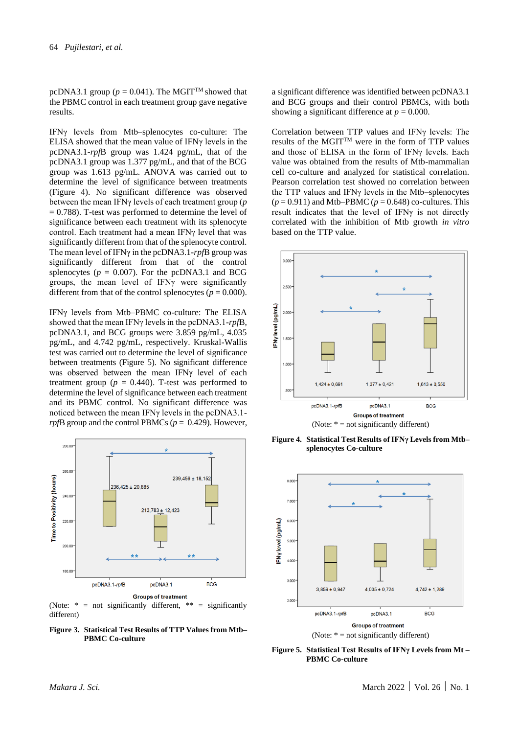pcDNA3.1 group ($p$ = 0.041). The MGIT™ showed that the PBMC control in each treatment group gave negative results.

IFNγ levels from Mtb–splenocytes co-culture: The ELISA showed that the mean value of IFNγ levels in the pcDNA3.1-*rpf*B group was 1.424 pg/mL, that of the pcDNA3.1 group was 1.377 pg/mL, and that of the BCG group was 1.613 pg/mL. ANOVA was carried out to determine the level of significance between treatments (Figure 4). No significant difference was observed between the mean IFNγ levels of each treatment group ($p$ = 0.788). T-test was performed to determine the level of significance between each treatment and its splenocyte control. Each treatment had a mean IFNγ level that was significantly different from that of the splenocyte control. The mean level of IFNγ in the pcDNA3.1-*rpf*B group was significantly different from that of the control splenocytes ($p$ = 0.007). For the pcDNA3.1 and BCG groups, the mean level of IFNγ were significantly different from that of the control splenocytes ($p$ = 0.000).

IFNγ levels from Mtb–PBMC co-culture: The ELISA showed that the mean IFNγ levels in the pcDNA3.1-*rpf*B, pcDNA3.1, and BCG groups were 3.859 pg/mL, 4.035 pg/mL, and 4.742 pg/mL, respectively. Kruskal-Wallis test was carried out to determine the level of significance between treatments (Figure 5). No significant difference was observed between the mean IFNγ level of each treatment group ($p$ = 0.440). T-test was performed to determine the level of significance between each treatment and its PBMC control. No significant difference was noticed between the mean IFNγ levels in the pcDNA3.1-*rpf*B group and the control PBMCs ($p$ = 0.429). However, a significant difference was identified between pcDNA3.1 and BCG groups and their control PBMCs, with both showing a significant difference at $p$ = 0.000.

Correlation between TTP values and IFNγ levels: The results of the MGIT™ were in the form of TTP values and those of ELISA in the form of IFNγ levels. Each value was obtained from the results of Mtb-mammalian cell co-culture and analyzed for statistical correlation. Pearson correlation test showed no correlation between the TTP values and IFNγ levels in the Mtb–splenocytes ($p$ = 0.911) and Mtb–PBMC ($p$ = 0.648) co-cultures. This result indicates that the level of IFNγ is not directly correlated with the inhibition of Mtb growth *in vitro* based on the TTP value.

(Note: * = not significantly different, ** = significantly different)

**Figure 3. Statistical Test Results of TTP Values from Mtb–PBMC Co-culture**

(Note: * = not significantly different)

**Figure 4. Statistical Test Results of IFNγ Levels from Mtb–splenocytes Co-culture**

(Note: * = not significantly different)

**Figure 5. Statistical Test Results of IFNγ Levels from Mt – PBMC Co-culture**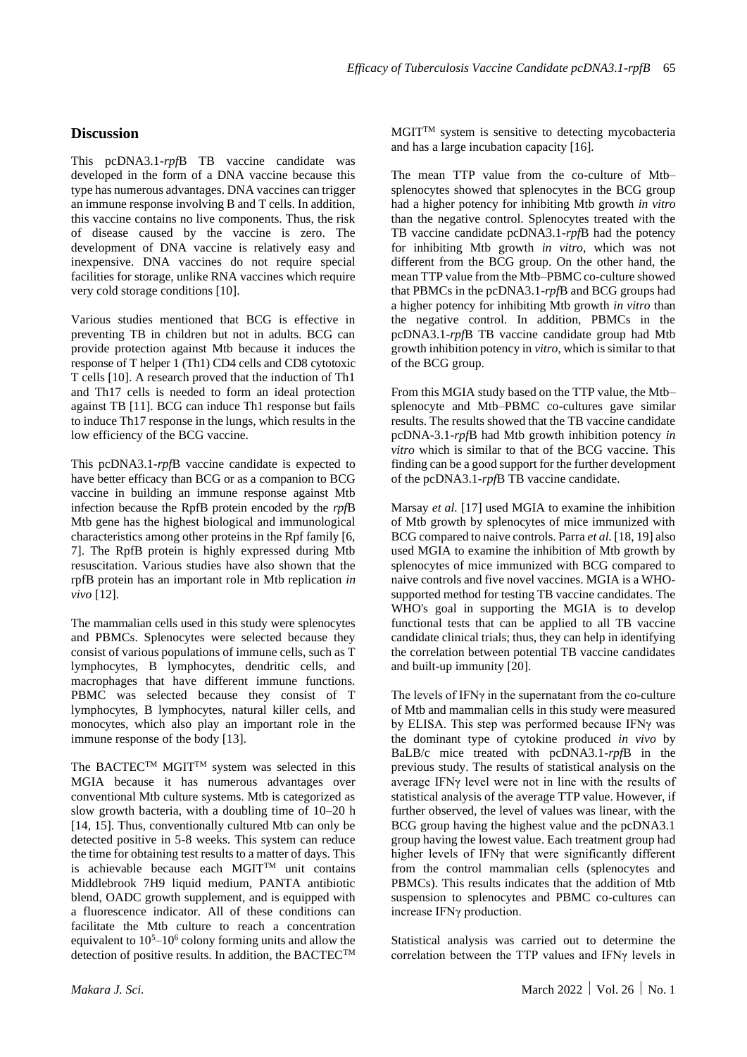## Discussion

This pcDNA3.1-*rpf*B TB vaccine candidate was developed in the form of a DNA vaccine because this type has numerous advantages. DNA vaccines can trigger an immune response involving B and T cells. In addition, this vaccine contains no live components. Thus, the risk of disease caused by the vaccine is zero. The development of DNA vaccine is relatively easy and inexpensive. DNA vaccines do not require special facilities for storage, unlike RNA vaccines which require very cold storage conditions [10].

Various studies mentioned that BCG is effective in preventing TB in children but not in adults. BCG can provide protection against Mtb because it induces the response of T helper 1 (Th1) CD4 cells and CD8 cytotoxic T cells [10]. A research proved that the induction of Th1 and Th17 cells is needed to form an ideal protection against TB [11]. BCG can induce Th1 response but fails to induce Th17 response in the lungs, which results in the low efficiency of the BCG vaccine.

This pcDNA3.1-*rpf*B vaccine candidate is expected to have better efficacy than BCG or as a companion to BCG vaccine in building an immune response against Mtb infection because the RpfB protein encoded by the *rpf*B Mtb gene has the highest biological and immunological characteristics among other proteins in the Rpf family [6, 7]. The RpfB protein is highly expressed during Mtb resuscitation. Various studies have also shown that the rpfB protein has an important role in Mtb replication *in vivo* [12].

The mammalian cells used in this study were splenocytes and PBMCs. Splenocytes were selected because they consist of various populations of immune cells, such as T lymphocytes, B lymphocytes, dendritic cells, and macrophages that have different immune functions. PBMC was selected because they consist of T lymphocytes, B lymphocytes, natural killer cells, and monocytes, which also play an important role in the immune response of the body [13].

The BACTEC™ MGIT™ system was selected in this MGIA because it has numerous advantages over conventional Mtb culture systems. Mtb is categorized as slow growth bacteria, with a doubling time of 10–20 h [14, 15]. Thus, conventionally cultured Mtb can only be detected positive in 5-8 weeks. This system can reduce the time for obtaining test results to a matter of days. This is achievable because each MGIT™ unit contains Middlebrook 7H9 liquid medium, PANTA antibiotic blend, OADC growth supplement, and is equipped with a fluorescence indicator. All of these conditions can facilitate the Mtb culture to reach a concentration equivalent to $10^5$–$10^6$ colony forming units and allow the detection of positive results. In addition, the BACTEC™ MGIT™ system is sensitive to detecting mycobacteria and has a large incubation capacity [16].

The mean TTP value from the co-culture of Mtb–splenocytes showed that splenocytes in the BCG group had a higher potency for inhibiting Mtb growth *in vitro* than the negative control. Splenocytes treated with the TB vaccine candidate pcDNA3.1-*rpf*B had the potency for inhibiting Mtb growth *in vitro*, which was not different from the BCG group. On the other hand, the mean TTP value from the Mtb–PBMC co-culture showed that PBMCs in the pcDNA3.1-*rpf*B and BCG groups had a higher potency for inhibiting Mtb growth *in vitro* than the negative control. In addition, PBMCs in the pcDNA3.1-*rpf*B TB vaccine candidate group had Mtb growth inhibition potency in *vitro*, which is similar to that of the BCG group.

From this MGIA study based on the TTP value, the Mtb–splenocyte and Mtb–PBMC co-cultures gave similar results. The results showed that the TB vaccine candidate pcDNA-3.1-*rpf*B had Mtb growth inhibition potency *in vitro* which is similar to that of the BCG vaccine. This finding can be a good support for the further development of the pcDNA3.1-*rpf*B TB vaccine candidate.

Marsay *et al.* [17] used MGIA to examine the inhibition of Mtb growth by splenocytes of mice immunized with BCG compared to naive controls. Parra *et al.* [18, 19] also used MGIA to examine the inhibition of Mtb growth by splenocytes of mice immunized with BCG compared to naive controls and five novel vaccines. MGIA is a WHO-supported method for testing TB vaccine candidates. The WHO's goal in supporting the MGIA is to develop functional tests that can be applied to all TB vaccine candidate clinical trials; thus, they can help in identifying the correlation between potential TB vaccine candidates and built-up immunity [20].

The levels of IFNγ in the supernatant from the co-culture of Mtb and mammalian cells in this study were measured by ELISA. This step was performed because IFNγ was the dominant type of cytokine produced *in vivo* by BaLB/c mice treated with pcDNA3.1-*rpf*B in the previous study. The results of statistical analysis on the average IFNγ level were not in line with the results of statistical analysis of the average TTP value. However, if further observed, the level of values was linear, with the BCG group having the highest value and the pcDNA3.1 group having the lowest value. Each treatment group had higher levels of IFNγ that were significantly different from the control mammalian cells (splenocytes and PBMCs). This results indicates that the addition of Mtb suspension to splenocytes and PBMC co-cultures can increase IFNγ production.

Statistical analysis was carried out to determine the correlation between the TTP values and IFNγ levels in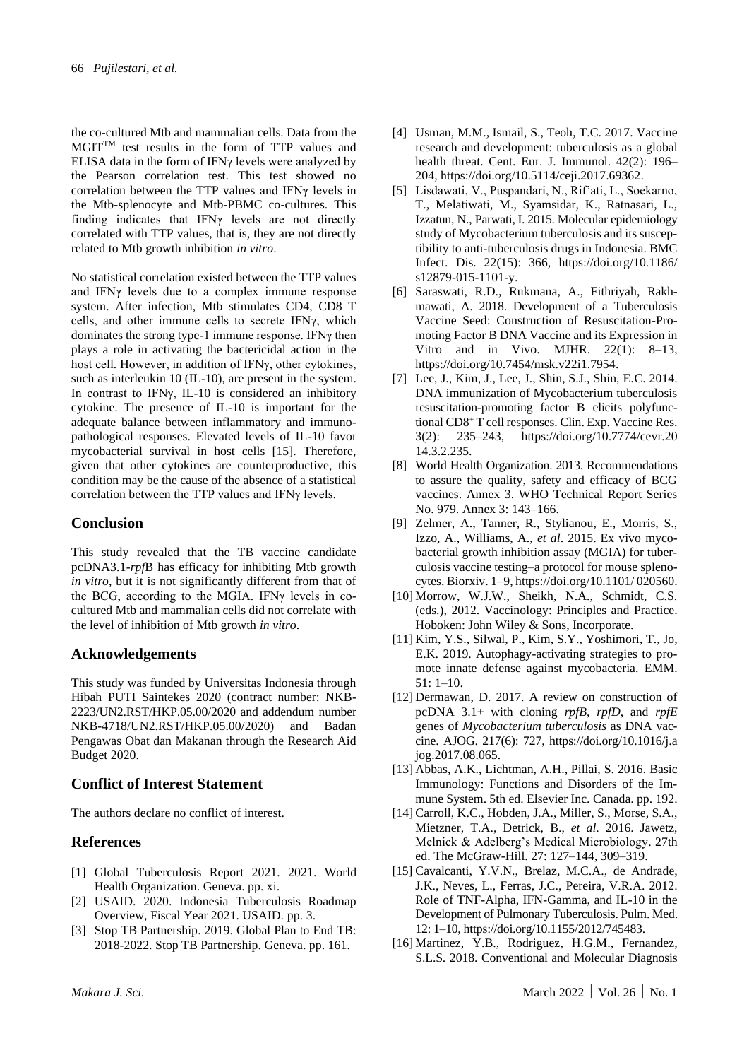the co-cultured Mtb and mammalian cells. Data from the MGIT$^{TM}$ test results in the form of TTP values and ELISA data in the form of IFNγ levels were analyzed by the Pearson correlation test. This test showed no correlation between the TTP values and IFNγ levels in the Mtb-splenocyte and Mtb-PBMC co-cultures. This finding indicates that IFNγ levels are not directly correlated with TTP values, that is, they are not directly related to Mtb growth inhibition *in vitro*.

No statistical correlation existed between the TTP values and IFNγ levels due to a complex immune response system. After infection, Mtb stimulates CD4, CD8 T cells, and other immune cells to secrete IFNγ, which dominates the strong type-1 immune response. IFNγ then plays a role in activating the bactericidal action in the host cell. However, in addition of IFNγ, other cytokines, such as interleukin 10 (IL-10), are present in the system. In contrast to IFNγ, IL-10 is considered an inhibitory cytokine. The presence of IL-10 is important for the adequate balance between inflammatory and immunopathological responses. Elevated levels of IL-10 favor mycobacterial survival in host cells [15]. Therefore, given that other cytokines are counterproductive, this condition may be the cause of the absence of a statistical correlation between the TTP values and IFNγ levels.

## Conclusion

This study revealed that the TB vaccine candidate pcDNA3.1-*rpf*B has efficacy for inhibiting Mtb growth *in vitro*, but it is not significantly different from that of the BCG, according to the MGIA. IFNγ levels in co-cultured Mtb and mammalian cells did not correlate with the level of inhibition of Mtb growth *in vitro*.

## Acknowledgements

This study was funded by Universitas Indonesia through Hibah PUTI Saintekes 2020 (contract number: NKB-2223/UN2.RST/HKP.05.00/2020 and addendum number NKB-4718/UN2.RST/HKP.05.00/2020) and Badan Pengawas Obat dan Makanan through the Research Aid Budget 2020.

## Conflict of Interest Statement

The authors declare no conflict of interest.

## References

[1] Global Tuberculosis Report 2021. 2021. World Health Organization. Geneva. pp. xi.

[2] USAID. 2020. Indonesia Tuberculosis Roadmap Overview, Fiscal Year 2021. USAID. pp. 3.

[3] Stop TB Partnership. 2019. Global Plan to End TB: 2018-2022. Stop TB Partnership. Geneva. pp. 161.

[4] Usman, M.M., Ismail, S., Teoh, T.C. 2017. Vaccine research and development: tuberculosis as a global health threat. Cent. Eur. J. Immunol. 42(2): 196–204, https://doi.org/10.5114/ceji.2017.69362.

[5] Lisdawati, V., Puspandari, N., Rif'ati, L., Soekarno, T., Melatiwati, M., Syamsidar, K., Ratnasari, L., Izzatun, N., Parwati, I. 2015. Molecular epidemiology study of Mycobacterium tuberculosis and its susceptibility to anti-tuberculosis drugs in Indonesia. BMC Infect. Dis. 22(15): 366, https://doi.org/10.1186/s12879-015-1101-y.

[6] Saraswati, R.D., Rukmana, A., Fithriyah, Rakhmawati, A. 2018. Development of a Tuberculosis Vaccine Seed: Construction of Resuscitation-Promoting Factor B DNA Vaccine and its Expression in Vitro and in Vivo. MJHR. 22(1): 8–13, https://doi.org/10.7454/msk.v22i1.7954.

[7] Lee, J., Kim, J., Lee, J., Shin, S.J., Shin, E.C. 2014. DNA immunization of Mycobacterium tuberculosis resuscitation-promoting factor B elicits polyfunctional CD8$^{+}$ T cell responses. Clin. Exp. Vaccine Res. 3(2): 235–243, https://doi.org/10.7774/cevr.2014.3.2.235.

[8] World Health Organization. 2013. Recommendations to assure the quality, safety and efficacy of BCG vaccines. Annex 3. WHO Technical Report Series No. 979. Annex 3: 143–166.

[9] Zelmer, A., Tanner, R., Stylianou, E., Morris, S., Izzo, A., Williams, A., *et al*. 2015. Ex vivo mycobacterial growth inhibition assay (MGIA) for tuberculosis vaccine testing–a protocol for mouse splenocytes. Biorxiv. 1–9, https://doi.org/10.1101/020560.

[10] Morrow, W.J.W., Sheikh, N.A., Schmidt, C.S. (eds.), 2012. Vaccinology: Principles and Practice. Hoboken: John Wiley & Sons, Incorporate.

[11] Kim, Y.S., Silwal, P., Kim, S.Y., Yoshimori, T., Jo, E.K. 2019. Autophagy-activating strategies to promote innate defense against mycobacteria. EMM. 51: 1–10.

[12] Dermawan, D. 2017. A review on construction of pcDNA 3.1+ with cloning *rpfB*, *rpfD*, and *rpfE* genes of *Mycobacterium tuberculosis* as DNA vaccine. AJOG. 217(6): 727, https://doi.org/10.1016/j.ajog.2017.08.065.

[13] Abbas, A.K., Lichtman, A.H., Pillai, S. 2016. Basic Immunology: Functions and Disorders of the Immune System. 5th ed. Elsevier Inc. Canada. pp. 192.

[14] Carroll, K.C., Hobden, J.A., Miller, S., Morse, S.A., Mietzner, T.A., Detrick, B., *et al*. 2016. Jawetz, Melnick & Adelberg's Medical Microbiology. 27th ed. The McGraw-Hill. 27: 127–144, 309–319.

[15] Cavalcanti, Y.V.N., Brelaz, M.C.A., de Andrade, J.K., Neves, L., Ferras, J.C., Pereira, V.R.A. 2012. Role of TNF-Alpha, IFN-Gamma, and IL-10 in the Development of Pulmonary Tuberculosis. Pulm. Med. 12: 1–10, https://doi.org/10.1155/2012/745483.

[16] Martinez, Y.B., Rodriguez, H.G.M., Fernandez, S.L.S. 2018. Conventional and Molecular Diagnosis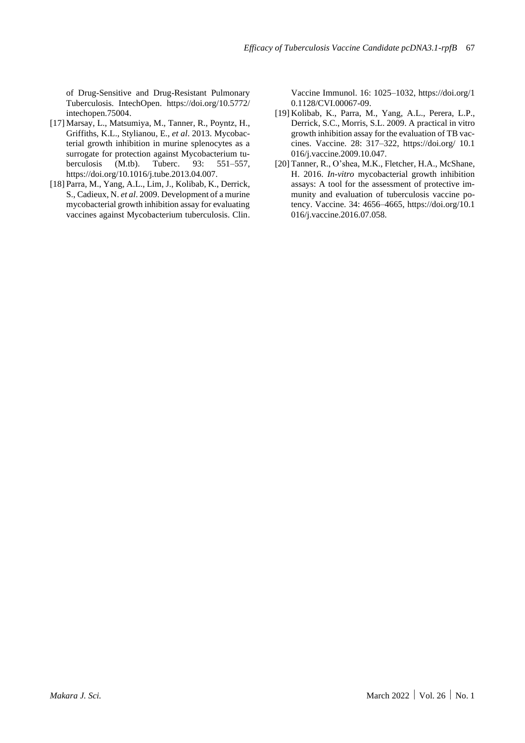of Drug-Sensitive and Drug-Resistant Pulmonary Tuberculosis. IntechOpen. https://doi.org/10.5772/intechopen.75004.

[17] Marsay, L., Matsumiya, M., Tanner, R., Poyntz, H., Griffiths, K.L., Stylianou, E., *et al*. 2013. Mycobacterial growth inhibition in murine splenocytes as a surrogate for protection against Mycobacterium tuberculosis (M.tb). Tuberc. 93: 551–557, https://doi.org/10.1016/j.tube.2013.04.007.

[18] Parra, M., Yang, A.L., Lim, J., Kolibab, K., Derrick, S., Cadieux, N. *et al*. 2009. Development of a murine mycobacterial growth inhibition assay for evaluating vaccines against Mycobacterium tuberculosis. Clin. Vaccine Immunol. 16: 1025–1032, https://doi.org/10.1128/CVI.00067-09.

[19] Kolibab, K., Parra, M., Yang, A.L., Perera, L.P., Derrick, S.C., Morris, S.L. 2009. A practical in vitro growth inhibition assay for the evaluation of TB vaccines. Vaccine. 28: 317–322, https://doi.org/ 10.1016/j.vaccine.2009.10.047.

[20] Tanner, R., O'shea, M.K., Fletcher, H.A., McShane, H. 2016. *In-vitro* mycobacterial growth inhibition assays: A tool for the assessment of protective immunity and evaluation of tuberculosis vaccine potency. Vaccine. 34: 4656–4665, https://doi.org/10.1016/j.vaccine.2016.07.058.